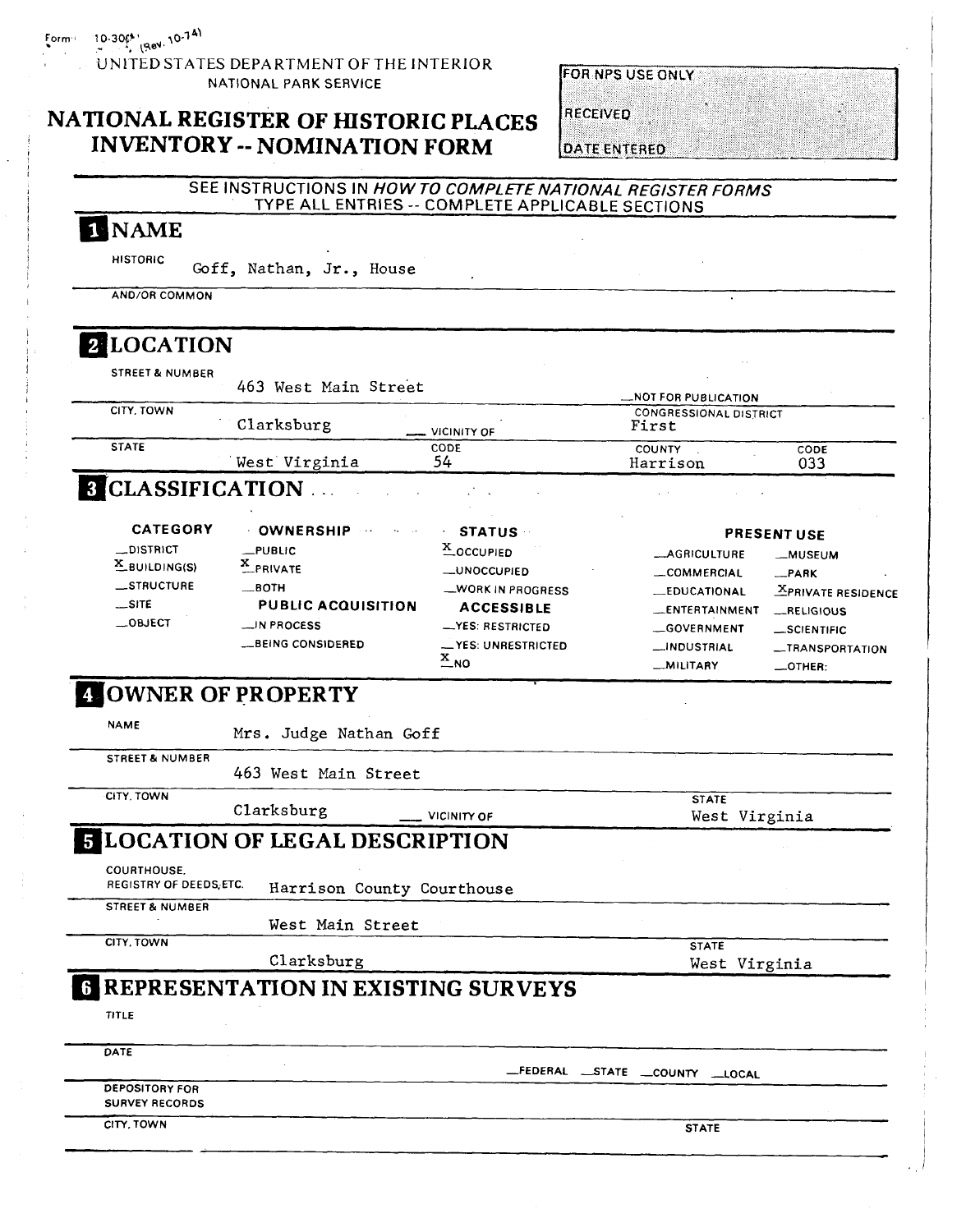Form 10-300 (Rev. 10-74)

UNITED STATES DEPARTMENT OF THE INTERIOR
NATIONAL PARK SERVICE

# NATIONAL REGISTER OF HISTORIC PLACES INVENTORY -- NOMINATION FORM

FOR NPS USE ONLY

RECEIVED

DATE ENTERED

SEE INSTRUCTIONS IN *HOW TO COMPLETE NATIONAL REGISTER FORMS*
TYPE ALL ENTRIES -- COMPLETE APPLICABLE SECTIONS

## 1 NAME

HISTORIC: Goff, Nathan, Jr., House

AND/OR COMMON:

## 2 LOCATION

STREET & NUMBER: 463 West Main Street

__NOT FOR PUBLICATION

CITY, TOWN: Clarksburg __ VICINITY OF

CONGRESSIONAL DISTRICT: First

| STATE | CODE | COUNTY | CODE |
|---|---|---|---|
| West Virginia | 54 | Harrison | 033 |

## 3 CLASSIFICATION

| CATEGORY | OWNERSHIP | STATUS | PRESENT USE | |
|---|---|---|---|---|
| __DISTRICT | __PUBLIC | X OCCUPIED | __AGRICULTURE | __MUSEUM |
| X BUILDING(S) | X PRIVATE | __UNOCCUPIED | __COMMERCIAL | __PARK |
| __STRUCTURE | __BOTH | __WORK IN PROGRESS | __EDUCATIONAL | X PRIVATE RESIDENCE |
| __SITE | **PUBLIC ACQUISITION** | **ACCESSIBLE** | __ENTERTAINMENT | __RELIGIOUS |
| __OBJECT | __IN PROCESS | __YES: RESTRICTED | __GOVERNMENT | __SCIENTIFIC |
| | __BEING CONSIDERED | __YES: UNRESTRICTED | __INDUSTRIAL | __TRANSPORTATION |
| | | X NO | __MILITARY | __OTHER: |

## 4 OWNER OF PROPERTY

NAME: Mrs. Judge Nathan Goff

STREET & NUMBER: 463 West Main Street

CITY, TOWN: Clarksburg __ VICINITY OF

STATE: West Virginia

## 5 LOCATION OF LEGAL DESCRIPTION

COURTHOUSE, REGISTRY OF DEEDS, ETC.: Harrison County Courthouse

STREET & NUMBER: West Main Street

CITY, TOWN: Clarksburg

STATE: West Virginia

## 6 REPRESENTATION IN EXISTING SURVEYS

TITLE

DATE

__FEDERAL __STATE __COUNTY __LOCAL

DEPOSITORY FOR SURVEY RECORDS

CITY, TOWN

STATE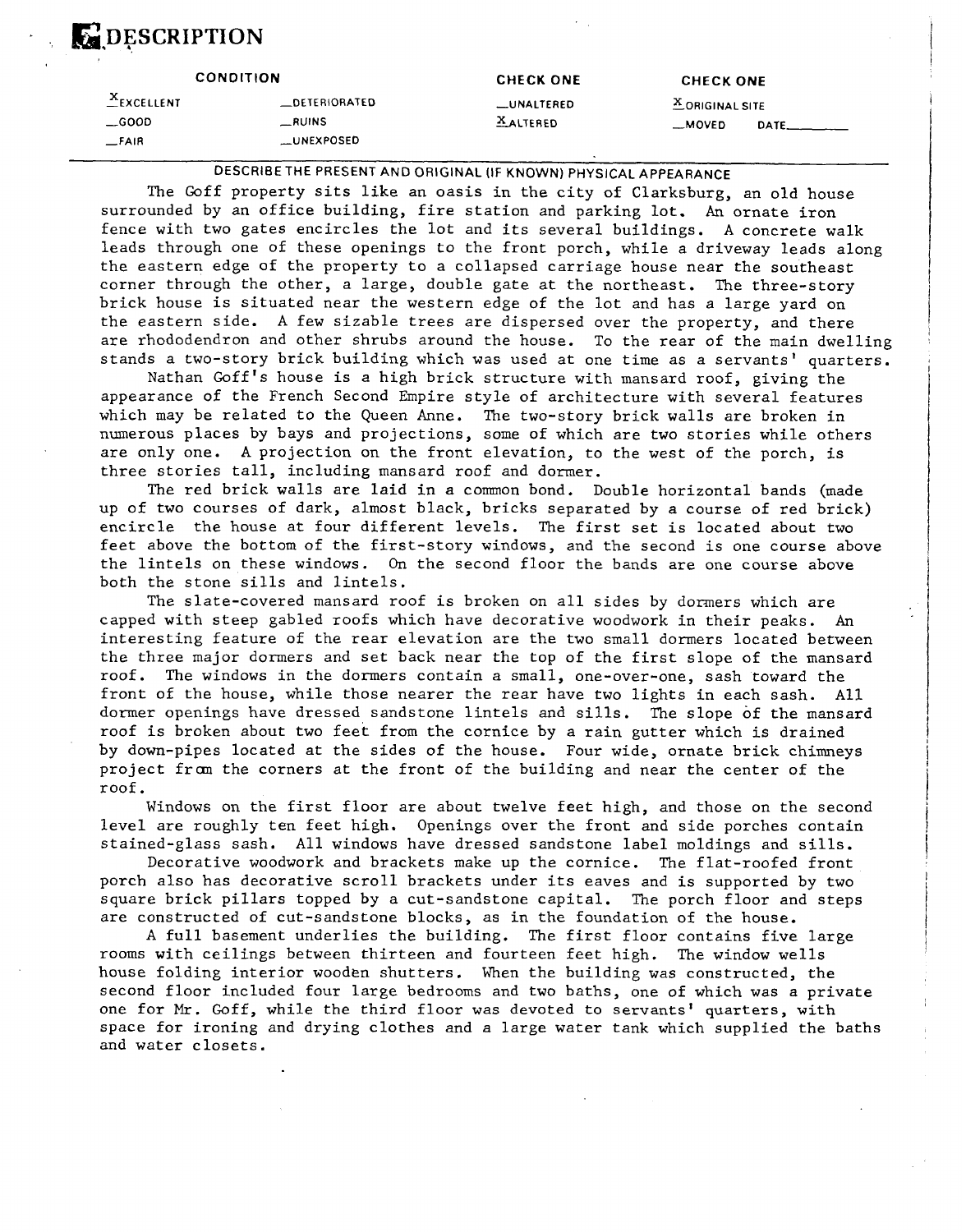# 7 DESCRIPTION

| CONDITION | | CHECK ONE | CHECK ONE |
|---|---|---|---|
| X EXCELLENT | _DETERIORATED | _UNALTERED | X ORIGINAL SITE |
| _GOOD | _RUINS | X ALTERED | _MOVED DATE_______ |
| _FAIR | _UNEXPOSED | | |

DESCRIBE THE PRESENT AND ORIGINAL (IF KNOWN) PHYSICAL APPEARANCE

The Goff property sits like an oasis in the city of Clarksburg, an old house surrounded by an office building, fire station and parking lot. An ornate iron fence with two gates encircles the lot and its several buildings. A concrete walk leads through one of these openings to the front porch, while a driveway leads along the eastern edge of the property to a collapsed carriage house near the southeast corner through the other, a large, double gate at the northeast. The three-story brick house is situated near the western edge of the lot and has a large yard on the eastern side. A few sizable trees are dispersed over the property, and there are rhododendron and other shrubs around the house. To the rear of the main dwelling stands a two-story brick building which was used at one time as a servants' quarters.

Nathan Goff's house is a high brick structure with mansard roof, giving the appearance of the French Second Empire style of architecture with several features which may be related to the Queen Anne. The two-story brick walls are broken in numerous places by bays and projections, some of which are two stories while others are only one. A projection on the front elevation, to the west of the porch, is three stories tall, including mansard roof and dormer.

The red brick walls are laid in a common bond. Double horizontal bands (made up of two courses of dark, almost black, bricks separated by a course of red brick) encircle the house at four different levels. The first set is located about two feet above the bottom of the first-story windows, and the second is one course above the lintels on these windows. On the second floor the bands are one course above both the stone sills and lintels.

The slate-covered mansard roof is broken on all sides by dormers which are capped with steep gabled roofs which have decorative woodwork in their peaks. An interesting feature of the rear elevation are the two small dormers located between the three major dormers and set back near the top of the first slope of the mansard roof. The windows in the dormers contain a small, one-over-one, sash toward the front of the house, while those nearer the rear have two lights in each sash. All dormer openings have dressed sandstone lintels and sills. The slope of the mansard roof is broken about two feet from the cornice by a rain gutter which is drained by down-pipes located at the sides of the house. Four wide, ornate brick chimneys project from the corners at the front of the building and near the center of the roof.

Windows on the first floor are about twelve feet high, and those on the second level are roughly ten feet high. Openings over the front and side porches contain stained-glass sash. All windows have dressed sandstone label moldings and sills.

Decorative woodwork and brackets make up the cornice. The flat-roofed front porch also has decorative scroll brackets under its eaves and is supported by two square brick pillars topped by a cut-sandstone capital. The porch floor and steps are constructed of cut-sandstone blocks, as in the foundation of the house.

A full basement underlies the building. The first floor contains five large rooms with ceilings between thirteen and fourteen feet high. The window wells house folding interior wooden shutters. When the building was constructed, the second floor included four large bedrooms and two baths, one of which was a private one for Mr. Goff, while the third floor was devoted to servants' quarters, with space for ironing and drying clothes and a large water tank which supplied the baths and water closets.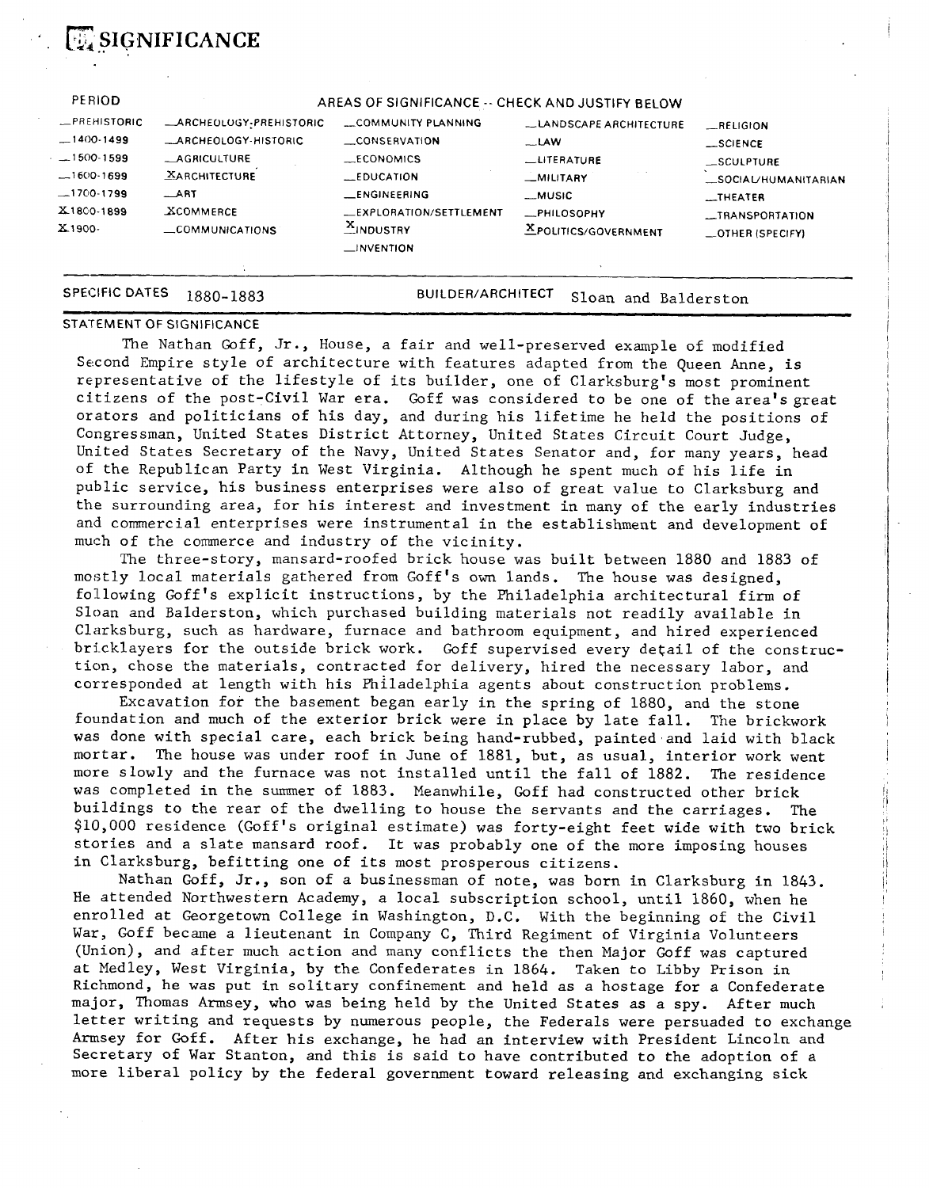## 8 SIGNIFICANCE

| PERIOD | AREAS OF SIGNIFICANCE -- CHECK AND JUSTIFY BELOW | | | | |
|---|---|---|---|---|---|
| _PREHISTORIC | _ARCHEOLOGY-PREHISTORIC | _COMMUNITY PLANNING | _LANDSCAPE ARCHITECTURE | _RELIGION |
| _1400-1499 | _ARCHEOLOGY-HISTORIC | _CONSERVATION | _LAW | _SCIENCE |
| _1500-1599 | _AGRICULTURE | _ECONOMICS | _LITERATURE | _SCULPTURE |
| _1600-1699 | X ARCHITECTURE | _EDUCATION | _MILITARY | _SOCIAL/HUMANITARIAN |
| _1700-1799 | _ART | _ENGINEERING | _MUSIC | _THEATER |
| X 1800-1899 | X COMMERCE | _EXPLORATION/SETTLEMENT | _PHILOSOPHY | _TRANSPORTATION |
| X 1900- | _COMMUNICATIONS | X INDUSTRY | X POLITICS/GOVERNMENT | _OTHER (SPECIFY) |
| | | _INVENTION | | |

SPECIFIC DATES 1880-1883 BUILDER/ARCHITECT Sloan and Balderston

### STATEMENT OF SIGNIFICANCE

The Nathan Goff, Jr., House, a fair and well-preserved example of modified Second Empire style of architecture with features adapted from the Queen Anne, is representative of the lifestyle of its builder, one of Clarksburg's most prominent citizens of the post-Civil War era. Goff was considered to be one of the area's great orators and politicians of his day, and during his lifetime he held the positions of Congressman, United States District Attorney, United States Circuit Court Judge, United States Secretary of the Navy, United States Senator and, for many years, head of the Republican Party in West Virginia. Although he spent much of his life in public service, his business enterprises were also of great value to Clarksburg and the surrounding area, for his interest and investment in many of the early industries and commercial enterprises were instrumental in the establishment and development of much of the commerce and industry of the vicinity.

The three-story, mansard-roofed brick house was built between 1880 and 1883 of mostly local materials gathered from Goff's own lands. The house was designed, following Goff's explicit instructions, by the Philadelphia architectural firm of Sloan and Balderston, which purchased building materials not readily available in Clarksburg, such as hardware, furnace and bathroom equipment, and hired experienced bricklayers for the outside brick work. Goff supervised every detail of the construction, chose the materials, contracted for delivery, hired the necessary labor, and corresponded at length with his Philadelphia agents about construction problems.

Excavation for the basement began early in the spring of 1880, and the stone foundation and much of the exterior brick were in place by late fall. The brickwork was done with special care, each brick being hand-rubbed, painted and laid with black mortar. The house was under roof in June of 1881, but, as usual, interior work went more slowly and the furnace was not installed until the fall of 1882. The residence was completed in the summer of 1883. Meanwhile, Goff had constructed other brick buildings to the rear of the dwelling to house the servants and the carriages. The $10,000 residence (Goff's original estimate) was forty-eight feet wide with two brick stories and a slate mansard roof. It was probably one of the more imposing houses in Clarksburg, befitting one of its most prosperous citizens.

Nathan Goff, Jr., son of a businessman of note, was born in Clarksburg in 1843. He attended Northwestern Academy, a local subscription school, until 1860, when he enrolled at Georgetown College in Washington, D.C. With the beginning of the Civil War, Goff became a lieutenant in Company C, Third Regiment of Virginia Volunteers (Union), and after much action and many conflicts the then Major Goff was captured at Medley, West Virginia, by the Confederates in 1864. Taken to Libby Prison in Richmond, he was put in solitary confinement and held as a hostage for a Confederate major, Thomas Armsey, who was being held by the United States as a spy. After much letter writing and requests by numerous people, the Federals were persuaded to exchange Armsey for Goff. After his exchange, he had an interview with President Lincoln and Secretary of War Stanton, and this is said to have contributed to the adoption of a more liberal policy by the federal government toward releasing and exchanging sick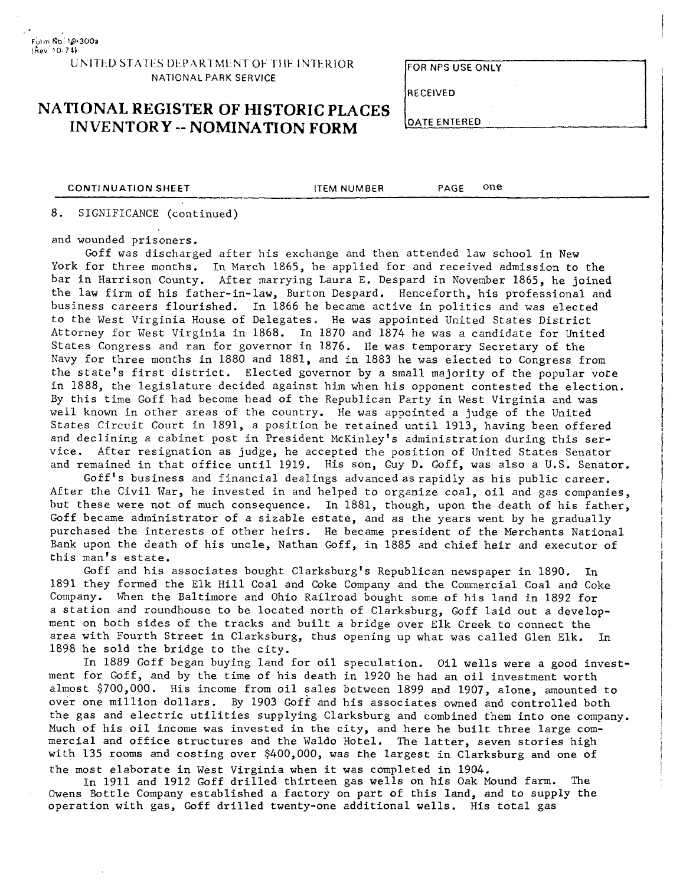8. SIGNIFICANCE (continued)

and wounded prisoners.

Goff was discharged after his exchange and then attended law school in New York for three months. In March 1865, he applied for and received admission to the bar in Harrison County. After marrying Laura E. Despard in November 1865, he joined the law firm of his father-in-law, Burton Despard. Henceforth, his professional and business careers flourished. In 1866 he became active in politics and was elected to the West Virginia House of Delegates. He was appointed United States District Attorney for West Virginia in 1868. In 1870 and 1874 he was a candidate for United States Congress and ran for governor in 1876. He was temporary Secretary of the Navy for three months in 1880 and 1881, and in 1883 he was elected to Congress from the state's first district. Elected governor by a small majority of the popular vote in 1888, the legislature decided against him when his opponent contested the election. By this time Goff had become head of the Republican Party in West Virginia and was well known in other areas of the country. He was appointed a judge of the United States Circuit Court in 1891, a position he retained until 1913, having been offered and declining a cabinet post in President McKinley's administration during this service. After resignation as judge, he accepted the position of United States Senator and remained in that office until 1919. His son, Guy D. Goff, was also a U.S. Senator.

Goff's business and financial dealings advanced as rapidly as his public career. After the Civil War, he invested in and helped to organize coal, oil and gas companies, but these were not of much consequence. In 1881, though, upon the death of his father, Goff became administrator of a sizable estate, and as the years went by he gradually purchased the interests of other heirs. He became president of the Merchants National Bank upon the death of his uncle, Nathan Goff, in 1885 and chief heir and executor of this man's estate.

Goff and his associates bought Clarksburg's Republican newspaper in 1890. In 1891 they formed the Elk Hill Coal and Coke Company and the Commercial Coal and Coke Company. When the Baltimore and Ohio Railroad bought some of his land in 1892 for a station and roundhouse to be located north of Clarksburg, Goff laid out a development on both sides of the tracks and built a bridge over Elk Creek to connect the area with Fourth Street in Clarksburg, thus opening up what was called Glen Elk. In 1898 he sold the bridge to the city.

In 1889 Goff began buying land for oil speculation. Oil wells were a good investment for Goff, and by the time of his death in 1920 he had an oil investment worth almost $700,000. His income from oil sales between 1899 and 1907, alone, amounted to over one million dollars. By 1903 Goff and his associates owned and controlled both the gas and electric utilities supplying Clarksburg and combined them into one company. Much of his oil income was invested in the city, and here he built three large commercial and office structures and the Waldo Hotel. The latter, seven stories high with 135 rooms and costing over $400,000, was the largest in Clarksburg and one of the most elaborate in West Virginia when it was completed in 1904.

In 1911 and 1912 Goff drilled thirteen gas wells on his Oak Mound farm. The Owens Bottle Company established a factory on part of this land, and to supply the operation with gas, Goff drilled twenty-one additional wells. His total gas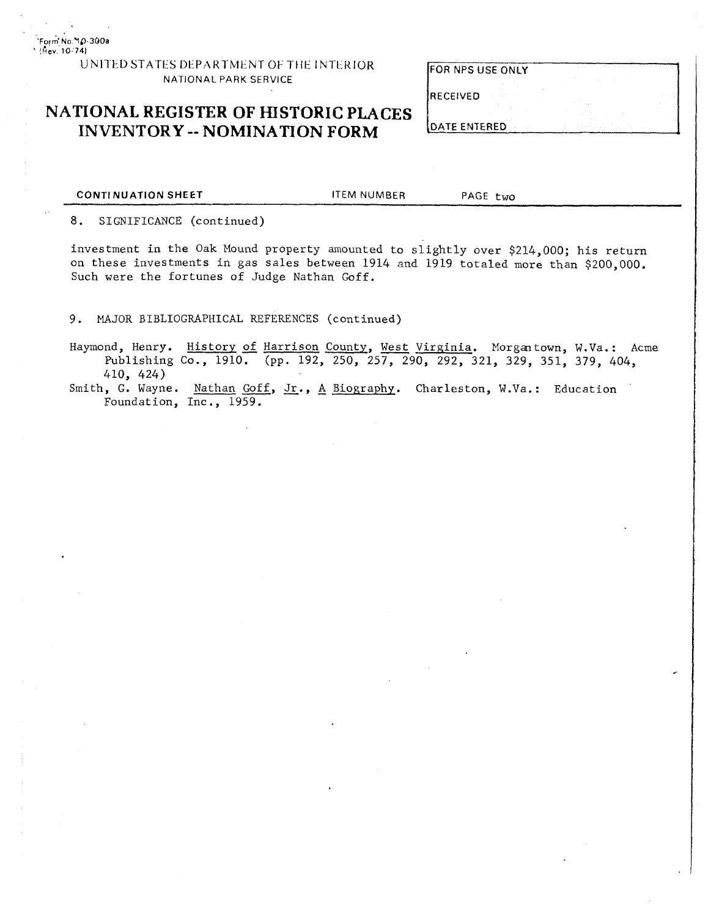Form No. 10-300a
(Rev. 10-74)

UNITED STATES DEPARTMENT OF THE INTERIOR
NATIONAL PARK SERVICE

# NATIONAL REGISTER OF HISTORIC PLACES INVENTORY -- NOMINATION FORM

| FOR NPS USE ONLY |
| --- |
| RECEIVED |
| DATE ENTERED |

CONTINUATION SHEET    ITEM NUMBER    PAGE two

8. SIGNIFICANCE (continued)

investment in the Oak Mound property amounted to slightly over $214,000; his return on these investments in gas sales between 1914 and 1919 totaled more than $200,000. Such were the fortunes of Judge Nathan Goff.

9. MAJOR BIBLIOGRAPHICAL REFERENCES (continued)

Haymond, Henry. History of Harrison County, West Virginia. Morgantown, W.Va.: Acme Publishing Co., 1910. (pp. 192, 250, 257, 290, 292, 321, 329, 351, 379, 404, 410, 424)

Smith, G. Wayne. Nathan Goff, Jr., A Biography. Charleston, W.Va.: Education Foundation, Inc., 1959.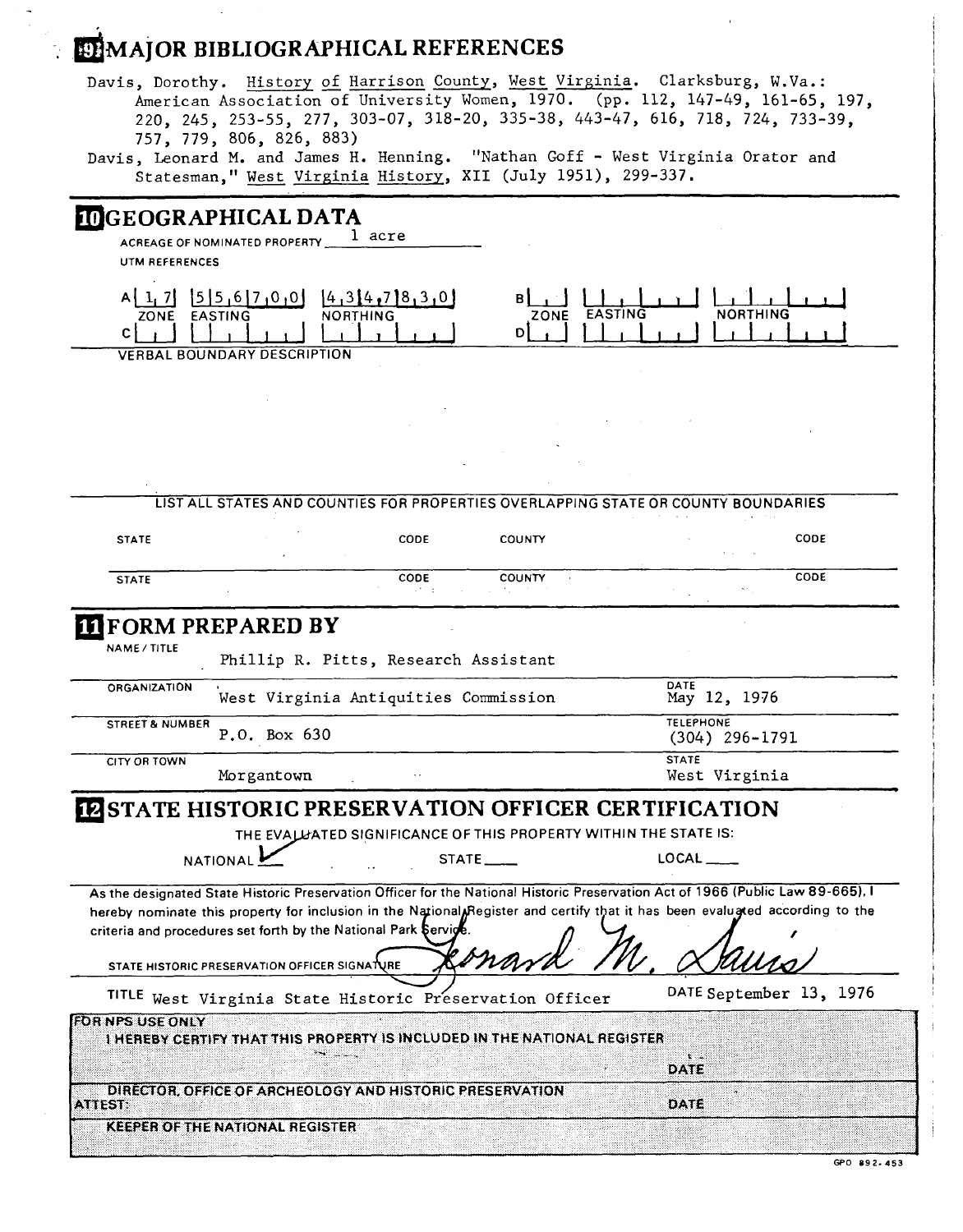## 9 MAJOR BIBLIOGRAPHICAL REFERENCES

Davis, Dorothy. History of Harrison County, West Virginia. Clarksburg, W.Va.: American Association of University Women, 1970. (pp. 112, 147-49, 161-65, 197, 220, 245, 253-55, 277, 303-07, 318-20, 335-38, 443-47, 616, 718, 724, 733-39, 757, 779, 806, 826, 883)

Davis, Leonard M. and James H. Henning. "Nathan Goff - West Virginia Orator and Statesman," West Virginia History, XII (July 1951), 299-337.

## 10 GEOGRAPHICAL DATA

ACREAGE OF NOMINATED PROPERTY 1 acre

UTM REFERENCES

| | ZONE | EASTING | NORTHING |
|---|---|---|---|
| A | 17 | 556700 | 4347830 |
| B | | | |
| C | | | |
| D | | | |

VERBAL BOUNDARY DESCRIPTION

LIST ALL STATES AND COUNTIES FOR PROPERTIES OVERLAPPING STATE OR COUNTY BOUNDARIES

| STATE | CODE | COUNTY | CODE |
|---|---|---|---|
| | | | |
| | | | |

## 11 FORM PREPARED BY

NAME / TITLE: Phillip R. Pitts, Research Assistant

ORGANIZATION: West Virginia Antiquities Commission

DATE: May 12, 1976

STREET & NUMBER: P.O. Box 630

TELEPHONE: (304) 296-1791

CITY OR TOWN: Morgantown

STATE: West Virginia

## 12 STATE HISTORIC PRESERVATION OFFICER CERTIFICATION

THE EVALUATED SIGNIFICANCE OF THIS PROPERTY WITHIN THE STATE IS:

NATIONAL ✓ STATE \_\_\_ LOCAL \_\_\_

As the designated State Historic Preservation Officer for the National Historic Preservation Act of 1966 (Public Law 89-665), I hereby nominate this property for inclusion in the National Register and certify that it has been evaluated according to the criteria and procedures set forth by the National Park Service.

STATE HISTORIC PRESERVATION OFFICER SIGNATURE: Leonard M. Davis

TITLE: West Virginia State Historic Preservation Officer

DATE: September 13, 1976

FOR NPS USE ONLY

I HEREBY CERTIFY THAT THIS PROPERTY IS INCLUDED IN THE NATIONAL REGISTER

DATE

DIRECTOR, OFFICE OF ARCHEOLOGY AND HISTORIC PRESERVATION

ATTEST: DATE

KEEPER OF THE NATIONAL REGISTER

GPO 892-453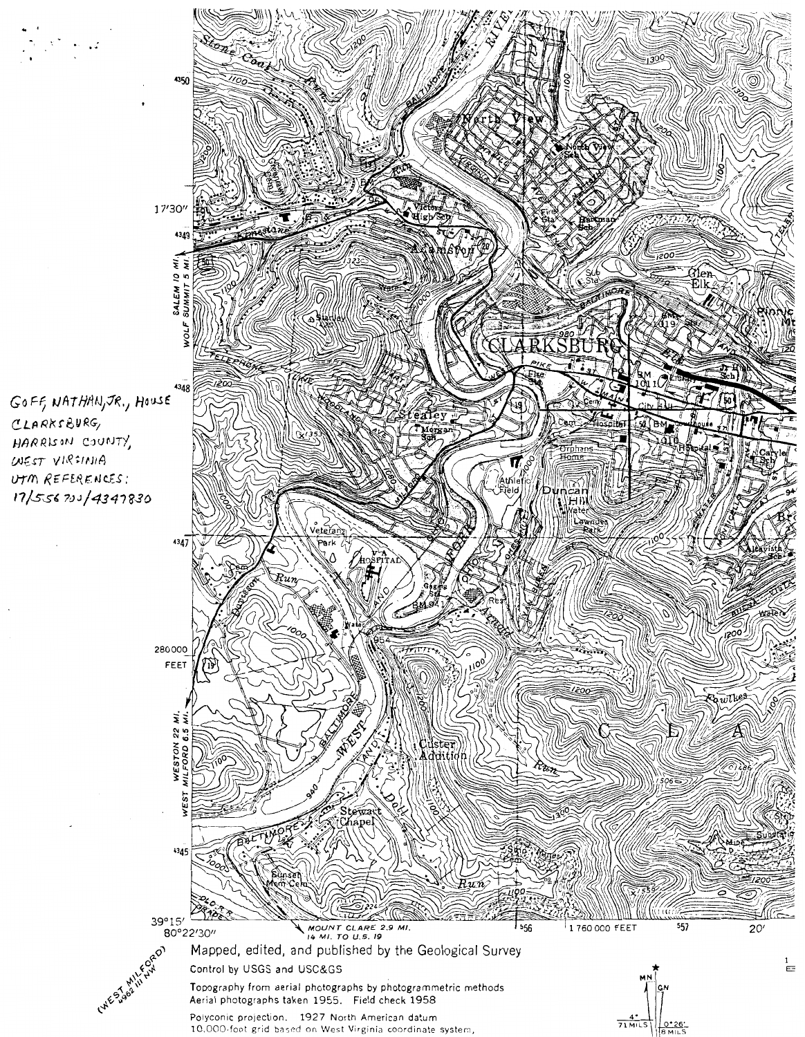GOFF, NATHAN, JR., HOUSE
CLARKSBURG,
HARRISON COUNTY,
WEST VIRGINIA
UTM REFERENCES:
17/556700/4347830

(WEST MILFORD)
4962 III NW

Mapped, edited, and published by the Geological Survey

Control by USGS and USC&GS

Topography from aerial photographs by photogrammetric methods
Aerial photographs taken 1955. Field check 1958

Polyconic projection. 1927 North American datum
10,000-foot grid based on West Virginia coordinate system,